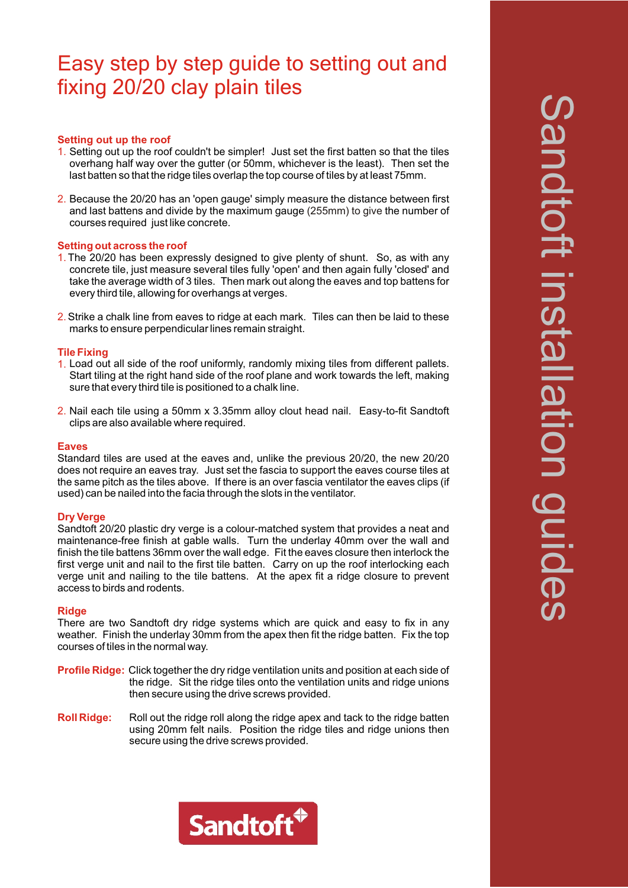# Easy step by step guide to setting out and fixing 20/20 clay plain tiles

### Setting out up the roof

1. Setting out up the roof couldn't be simpler! Just set the first batten so that the tiles overhang half way over the gutter (or 50mm, whichever is the least). Then set the last batten so that the ridge tiles overlap the top course of tiles by at least 75mm.

2. Because the 20/20 has an 'open gauge' simply measure the distance between first and last battens and divide by the maximum gauge (255mm) to give the number of courses required just like concrete.

### Setting out across the roof

1. The 20/20 has been expressly designed to give plenty of shunt. So, as with any concrete tile, just measure several tiles fully 'open' and then again fully 'closed' and take the average width of 3 tiles. Then mark out along the eaves and top battens for every third tile, allowing for overhangs at verges.

2. Strike a chalk line from eaves to ridge at each mark. Tiles can then be laid to these marks to ensure perpendicular lines remain straight.

### Tile Fixing

1. Load out all side of the roof uniformly, randomly mixing tiles from different pallets. Start tiling at the right hand side of the roof plane and work towards the left, making sure that every third tile is positioned to a chalk line.

2. Nail each tile using a 50mm x 3.35mm alloy clout head nail. Easy-to-fit Sandtoft clips are also available where required.

### Eaves

Standard tiles are used at the eaves and, unlike the previous 20/20, the new 20/20 does not require an eaves tray. Just set the fascia to support the eaves course tiles at the same pitch as the tiles above. If there is an over fascia ventilator the eaves clips (if used) can be nailed into the facia through the slots in the ventilator.

### Dry Verge

Sandtoft 20/20 plastic dry verge is a colour-matched system that provides a neat and maintenance-free finish at gable walls. Turn the underlay 40mm over the wall and finish the tile battens 36mm over the wall edge. Fit the eaves closure then interlock the first verge unit and nail to the first tile batten. Carry on up the roof interlocking each verge unit and nailing to the tile battens. At the apex fit a ridge closure to prevent access to birds and rodents.

### Ridge

There are two Sandtoft dry ridge systems which are quick and easy to fix in any weather. Finish the underlay 30mm from the apex then fit the ridge batten. Fix the top courses of tiles in the normal way.

**Profile Ridge:** Click together the dry ridge ventilation units and position at each side of the ridge. Sit the ridge tiles onto the ventilation units and ridge unions then secure using the drive screws provided.

**Roll Ridge:** Roll out the ridge roll along the ridge apex and tack to the ridge batten using 20mm felt nails. Position the ridge tiles and ridge unions then secure using the drive screws provided.

Sandtoft

Sandtoft installation guides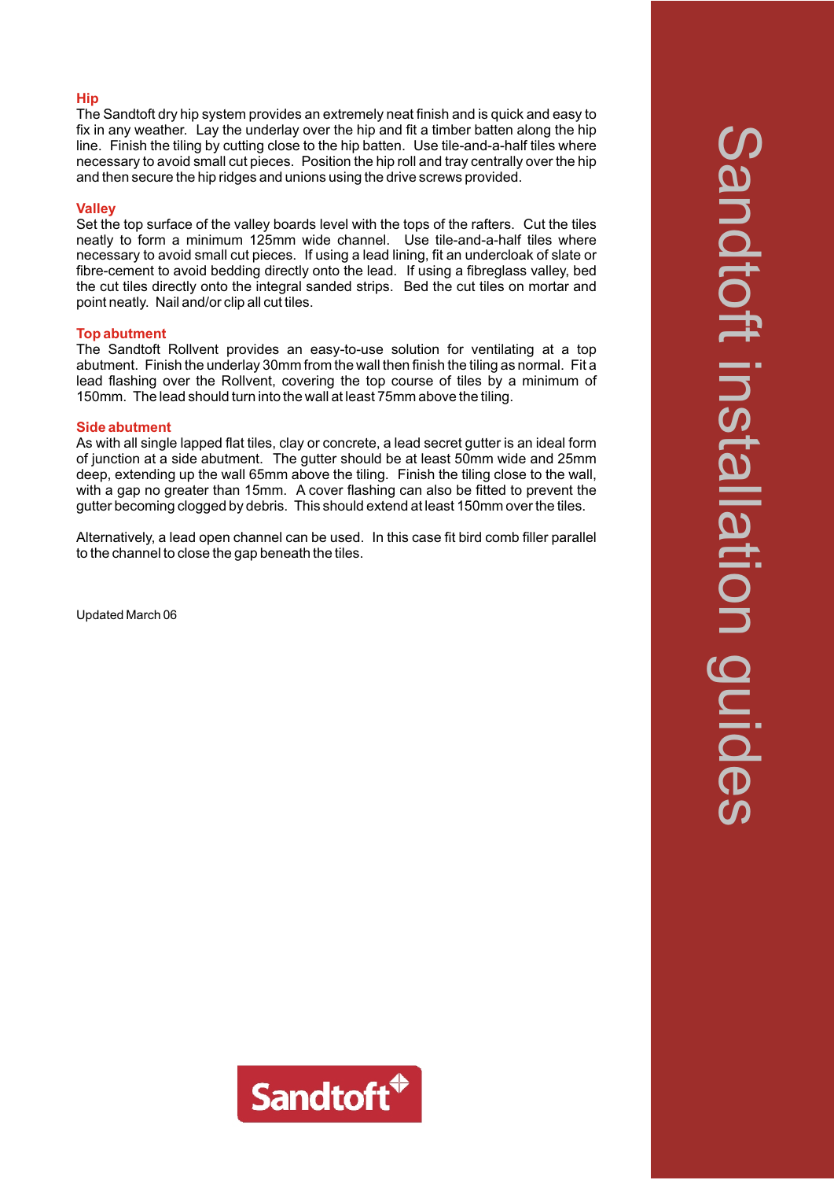## Hip

The Sandtoft dry hip system provides an extremely neat finish and is quick and easy to fix in any weather. Lay the underlay over the hip and fit a timber batten along the hip line. Finish the tiling by cutting close to the hip batten. Use tile-and-a-half tiles where necessary to avoid small cut pieces. Position the hip roll and tray centrally over the hip and then secure the hip ridges and unions using the drive screws provided.

## Valley

Set the top surface of the valley boards level with the tops of the rafters. Cut the tiles neatly to form a minimum 125mm wide channel. Use tile-and-a-half tiles where necessary to avoid small cut pieces. If using a lead lining, fit an undercloak of slate or fibre-cement to avoid bedding directly onto the lead. If using a fibreglass valley, bed the cut tiles directly onto the integral sanded strips. Bed the cut tiles on mortar and point neatly. Nail and/or clip all cut tiles.

## Top abutment

The Sandtoft Rollvent provides an easy-to-use solution for ventilating at a top abutment. Finish the underlay 30mm from the wall then finish the tiling as normal. Fit a lead flashing over the Rollvent, covering the top course of tiles by a minimum of 150mm. The lead should turn into the wall at least 75mm above the tiling.

## Side abutment

As with all single lapped flat tiles, clay or concrete, a lead secret gutter is an ideal form of junction at a side abutment. The gutter should be at least 50mm wide and 25mm deep, extending up the wall 65mm above the tiling. Finish the tiling close to the wall, with a gap no greater than 15mm. A cover flashing can also be fitted to prevent the gutter becoming clogged by debris. This should extend at least 150mm over the tiles.

Alternatively, a lead open channel can be used. In this case fit bird comb filler parallel to the channel to close the gap beneath the tiles.

Updated March 06

Sandtoft

Sandtoft installation guides